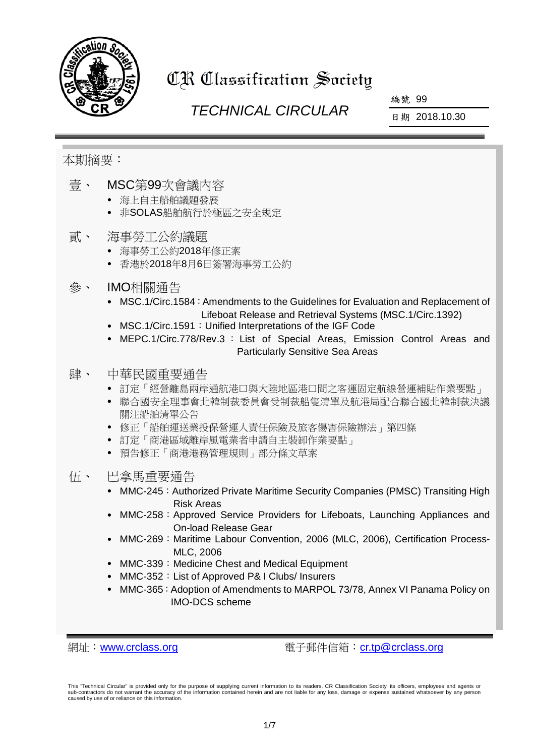# CR Classification Society

## TECHNICAL CIRCULAR

編號 99

日期 2018.10.30

本期摘要：

壹、 MSC第99次會議內容

- 海上自主船舶議題發展
- 非SOLAS船舶航行於極區之安全規定

貳、 海事勞工公約議題

- 海事勞工公約2018年修正案
- 香港於2018年8月6日簽署海事勞工公約

參、 IMO相關通告

- MSC.1/Circ.1584：Amendments to the Guidelines for Evaluation and Replacement of Lifeboat Release and Retrieval Systems (MSC.1/Circ.1392)
- MSC.1/Circ.1591：Unified Interpretations of the IGF Code
- MEPC.1/Circ.778/Rev.3 ： List of Special Areas, Emission Control Areas and Particularly Sensitive Sea Areas

肆、 中華民國重要通告

- 訂定「經營離島兩岸通航港口與大陸地區港口間之客運固定航線營運補貼作業要點」
- 聯合國安全理事會北韓制裁委員會受制裁船隻清單及航港局配合聯合國北韓制裁決議關注船舶清單公告
- 修正「船舶運送業投保營運人責任保險及旅客傷害保險辦法」第四條
- 訂定「商港區域離岸風電業者申請自主裝卸作業要點」
- 預告修正「商港港務管理規則」部分條文草案

伍、 巴拿馬重要通告

- MMC-245：Authorized Private Maritime Security Companies (PMSC) Transiting High Risk Areas
- MMC-258：Approved Service Providers for Lifeboats, Launching Appliances and On-load Release Gear
- MMC-269：Maritime Labour Convention, 2006 (MLC, 2006), Certification Process-MLC, 2006
- MMC-339：Medicine Chest and Medical Equipment
- MMC-352：List of Approved P& I Clubs/ Insurers
- MMC-365：Adoption of Amendments to MARPOL 73/78, Annex VI Panama Policy on IMO-DCS scheme

網址：[www.crclass.org](http://www.crclass.org)　　電子郵件信箱：[cr.tp@crclass.org](mailto:cr.tp@crclass.org)

This "Technical Circular" is provided only for the purpose of supplying current information to its readers. CR Classification Society, its officers, employees and agents or sub-contractors do not warrant the accuracy of the information contained herein and are not liable for any loss, damage or expense sustained whatsoever by any person caused by use of or reliance on this information.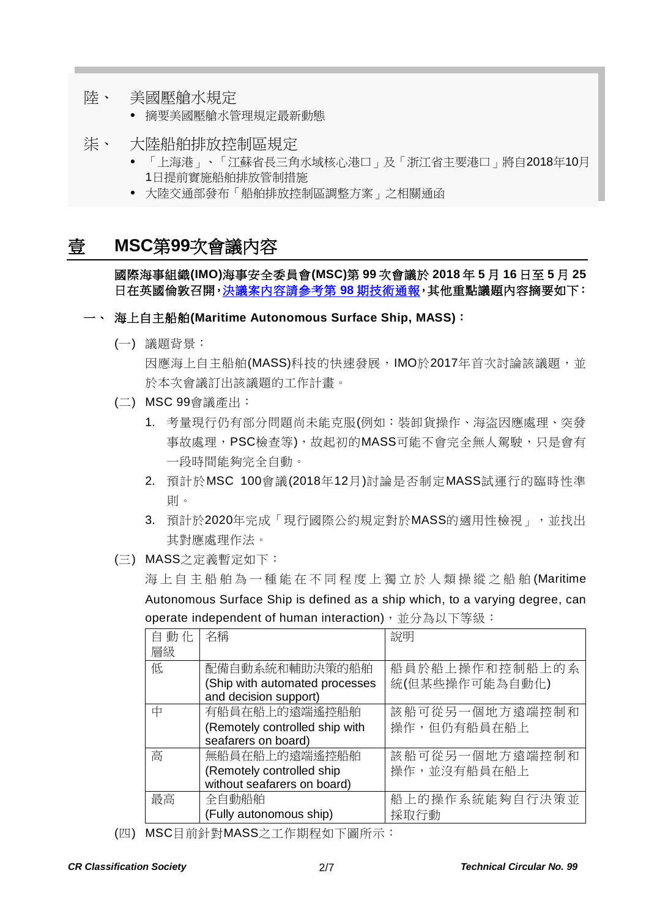陸、 美國壓艙水規定

- 摘要美國壓艙水管理規定最新動態

柒、 大陸船舶排放控制區規定

- 「上海港」、「江蘇省長三角水域核心港口」及「浙江省主要港口」將自2018年10月1日提前實施船舶排放管制措施
- 大陸交通部發布「船舶排放控制區調整方案」之相關通函

# 壹 MSC第99次會議內容

**國際海事組織(IMO)海事安全委員會(MSC)第 99 次會議於 2018 年 5 月 16 日至 5 月 25 日在英國倫敦召開，決議案內容請參考第 98 期技術通報，其他重點議題內容摘要如下：**

## 一、 海上自主船舶(Maritime Autonomous Surface Ship, MASS)：

(一) 議題背景：

因應海上自主船舶(MASS)科技的快速發展，IMO於2017年首次討論該議題，並於本次會議訂出該議題的工作計畫。

(二) MSC 99會議產出：

1. 考量現行仍有部分問題尚未能克服(例如：裝卸貨操作、海盜因應處理、突發事故處理，PSC檢查等)，故起初的MASS可能不會完全無人駕駛，只是會有一段時間能夠完全自動。
2. 預計於MSC 100會議(2018年12月)討論是否制定MASS試運行的臨時性準則。
3. 預計於2020年完成「現行國際公約規定對於MASS的適用性檢視」，並找出其對應處理作法。

(三) MASS之定義暫定如下：

海上自主船舶為一種能在不同程度上獨立於人類操縱之船舶(Maritime Autonomous Surface Ship is defined as a ship which, to a varying degree, can operate independent of human interaction)，並分為以下等級：

| 自動化層級 | 名稱 | 說明 |
|---|---|---|
| 低 | 配備自動系統和輔助決策的船舶 (Ship with automated processes and decision support) | 船員於船上操作和控制船上的系統(但某些操作可能為自動化) |
| 中 | 有船員在船上的遠端遙控船舶 (Remotely controlled ship with seafarers on board) | 該船可從另一個地方遠端控制和操作，但仍有船員在船上 |
| 高 | 無船員在船上的遠端遙控船舶 (Remotely controlled ship without seafarers on board) | 該船可從另一個地方遠端控制和操作，並沒有船員在船上 |
| 最高 | 全自動船舶 (Fully autonomous ship) | 船上的操作系統能夠自行決策並採取行動 |

(四) MSC目前針對MASS之工作期程如下圖所示：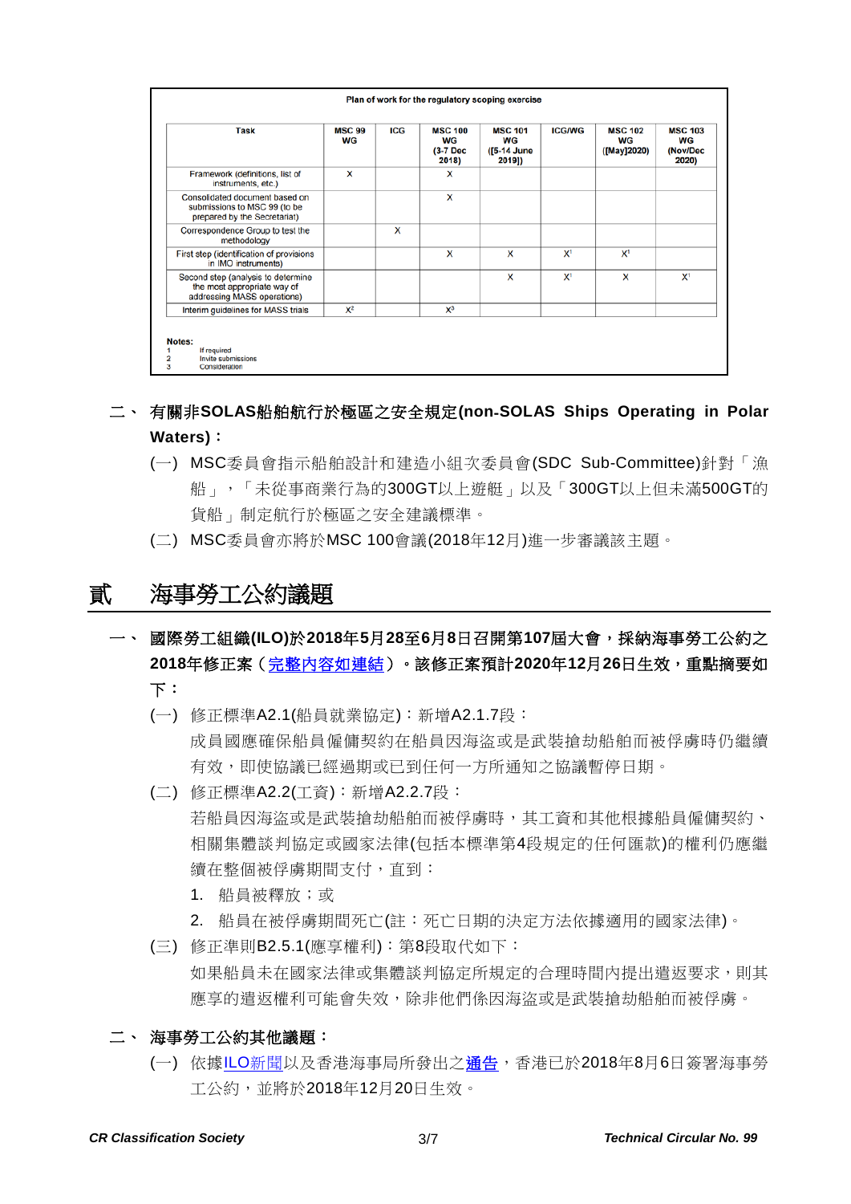**Plan of work for the regulatory scoping exercise**

| Task | MSC 99 WG | ICG | MSC 100 WG (3-7 Dec 2018) | MSC 101 WG ([5-14 June 2019]) | ICG/WG | MSC 102 WG ([May]2020) | MSC 103 WG (Nov/Dec 2020) |
|---|---|---|---|---|---|---|---|
| Framework (definitions, list of instruments, etc.) | X | | X | | | | |
| Consolidated document based on submissions to MSC 99 (to be prepared by the Secretariat) | | | X | | | | |
| Correspondence Group to test the methodology | | X | | | | | |
| First step (identification of provisions in IMO instruments) | | | X | X | X[1] | X[1] | |
| Second step (analysis to determine the most appropriate way of addressing MASS operations) | | | | X | X[1] | X | X[1] |
| Interim guidelines for MASS trials | X[2] | | X[3] | | | | |

**Notes:**
1 If required
2 Invite submissions
3 Consideration

**二、 有關非SOLAS船舶航行於極區之安全規定(non-SOLAS Ships Operating in Polar Waters)：**

(一) MSC委員會指示船舶設計和建造小組次委員會(SDC Sub-Committee)針對「漁船」，「未從事商業行為的300GT以上遊艇」以及「300GT以上但未滿500GT的貨船」制定航行於極區之安全建議標準。

(二) MSC委員會亦將於MSC 100會議(2018年12月)進一步審議該主題。

# 貳　海事勞工公約議題

**一、 國際勞工組織(ILO)於2018年5月28至6月8日召開第107屆大會，採納海事勞工公約之2018年修正案（完整內容如連結）。該修正案預計2020年12月26日生效，重點摘要如下：**

(一) 修正標準A2.1(船員就業協定)：新增A2.1.7段：
成員國應確保船員僱傭契約在船員因海盜或是武裝搶劫船舶而被俘虜時仍繼續有效，即使協議已經過期或已到任何一方所通知之協議暫停日期。

(二) 修正標準A2.2(工資)：新增A2.2.7段：
若船員因海盜或是武裝搶劫船舶而被俘虜時，其工資和其他根據船員僱傭契約、相關集體談判協定或國家法律(包括本標準第4段規定的任何匯款)的權利仍應繼續在整個被俘虜期間支付，直到：

1. 船員被釋放；或
2. 船員在被俘虜期間死亡(註：死亡日期的決定方法依據適用的國家法律)。

(三) 修正準則B2.5.1(應享權利)：第8段取代如下：
如果船員未在國家法律或集體談判協定所規定的合理時間內提出遣返要求，則其應享的遣返權利可能會失效，除非他們係因海盜或是武裝搶劫船舶而被俘虜。

**二、 海事勞工公約其他議題：**

(一) 依據ILO新聞以及香港海事局所發出之通告，香港已於2018年8月6日簽署海事勞工公約，並將於2018年12月20日生效。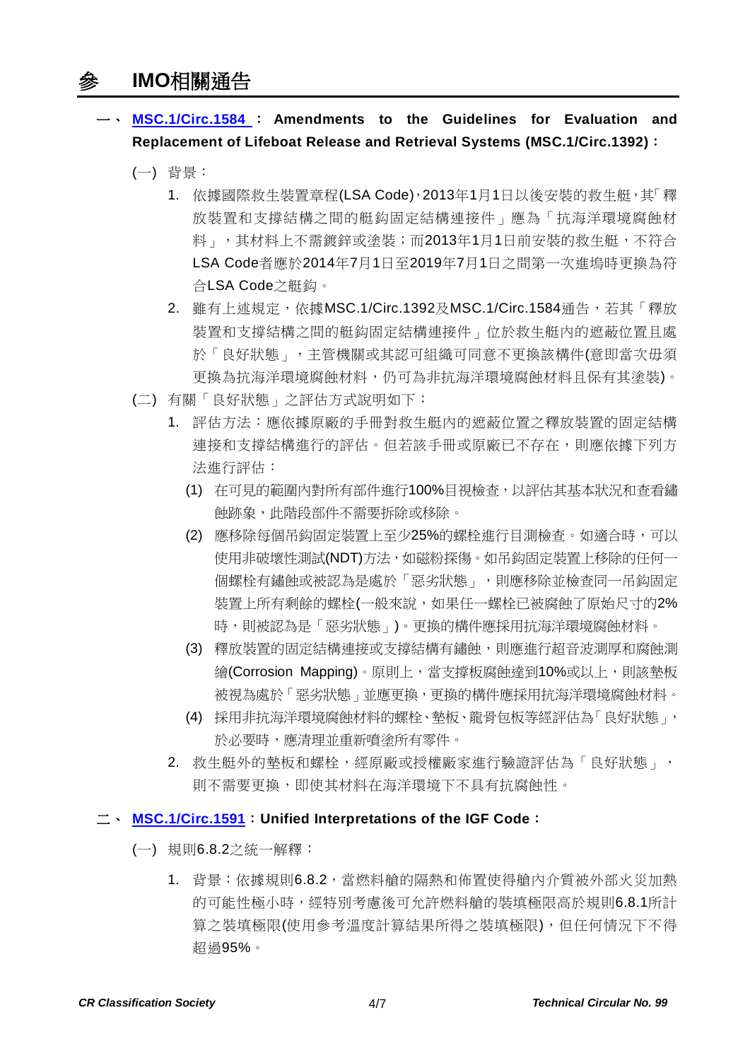# 參 IMO相關通告

## 一、 MSC.1/Circ.1584：Amendments to the Guidelines for Evaluation and Replacement of Lifeboat Release and Retrieval Systems (MSC.1/Circ.1392)：

(一) 背景：

1. 依據國際救生裝置章程(LSA Code)，2013年1月1日以後安裝的救生艇，其「釋放裝置和支撐結構之間的艇鈎固定結構連接件」應為「抗海洋環境腐蝕材料」，其材料上不需鍍鋅或塗裝；而2013年1月1日前安裝的救生艇，不符合LSA Code者應於2014年7月1日至2019年7月1日之間第一次進塢時更換為符合LSA Code之艇鈎。
2. 雖有上述規定，依據MSC.1/Circ.1392及MSC.1/Circ.1584通告，若其「釋放裝置和支撐結構之間的艇鈎固定結構連接件」位於救生艇內的遮蔽位置且處於「良好狀態」，主管機關或其認可組織可同意不更換該構件(意即當次毋須更換為抗海洋環境腐蝕材料，仍可為非抗海洋環境腐蝕材料且保有其塗裝)。

(二) 有關「良好狀態」之評估方式說明如下：

1. 評估方法：應依據原廠的手冊對救生艇內的遮蔽位置之釋放裝置的固定結構連接和支撐結構進行的評估。但若該手冊或原廠已不存在，則應依據下列方法進行評估：
   (1) 在可見的範圍內對所有部件進行100%目視檢查，以評估其基本狀況和查看鏽蝕跡象，此階段部件不需要拆除或移除。
   (2) 應移除每個吊鈎固定裝置上至少25%的螺栓進行目測檢查。如適合時，可以使用非破壞性測試(NDT)方法，如磁粉探傷。如吊鈎固定裝置上移除的任何一個螺栓有鏽蝕或被認為是處於「惡劣狀態」，則應移除並檢查同一吊鈎固定裝置上所有剩餘的螺栓(一般來說，如果任一螺栓已被腐蝕了原始尺寸的2%時，則被認為是「惡劣狀態」)。更換的構件應採用抗海洋環境腐蝕材料。
   (3) 釋放裝置的固定結構連接或支撐結構有鏽蝕，則應進行超音波測厚和腐蝕測繪(Corrosion Mapping)。原則上，當支撐板腐蝕達到10%或以上，則該墊板被視為處於「惡劣狀態」並應更換，更換的構件應採用抗海洋環境腐蝕材料。
   (4) 採用非抗海洋環境腐蝕材料的螺栓、墊板、龍骨包板等經評估為「良好狀態」，於必要時，應清理並重新噴塗所有零件。
2. 救生艇外的墊板和螺栓，經原廠或授權廠家進行驗證評估為「良好狀態」，則不需要更換，即使其材料在海洋環境下不具有抗腐蝕性。

## 二、 MSC.1/Circ.1591：Unified Interpretations of the IGF Code：

(一) 規則6.8.2之統一解釋：

1. 背景：依據規則6.8.2，當燃料艙的隔熱和佈置使得艙內介質被外部火災加熱的可能性極小時，經特別考慮後可允許燃料艙的裝填極限高於規則6.8.1所計算之裝填極限(使用參考溫度計算結果所得之裝填極限)，但任何情況下不得超過95%。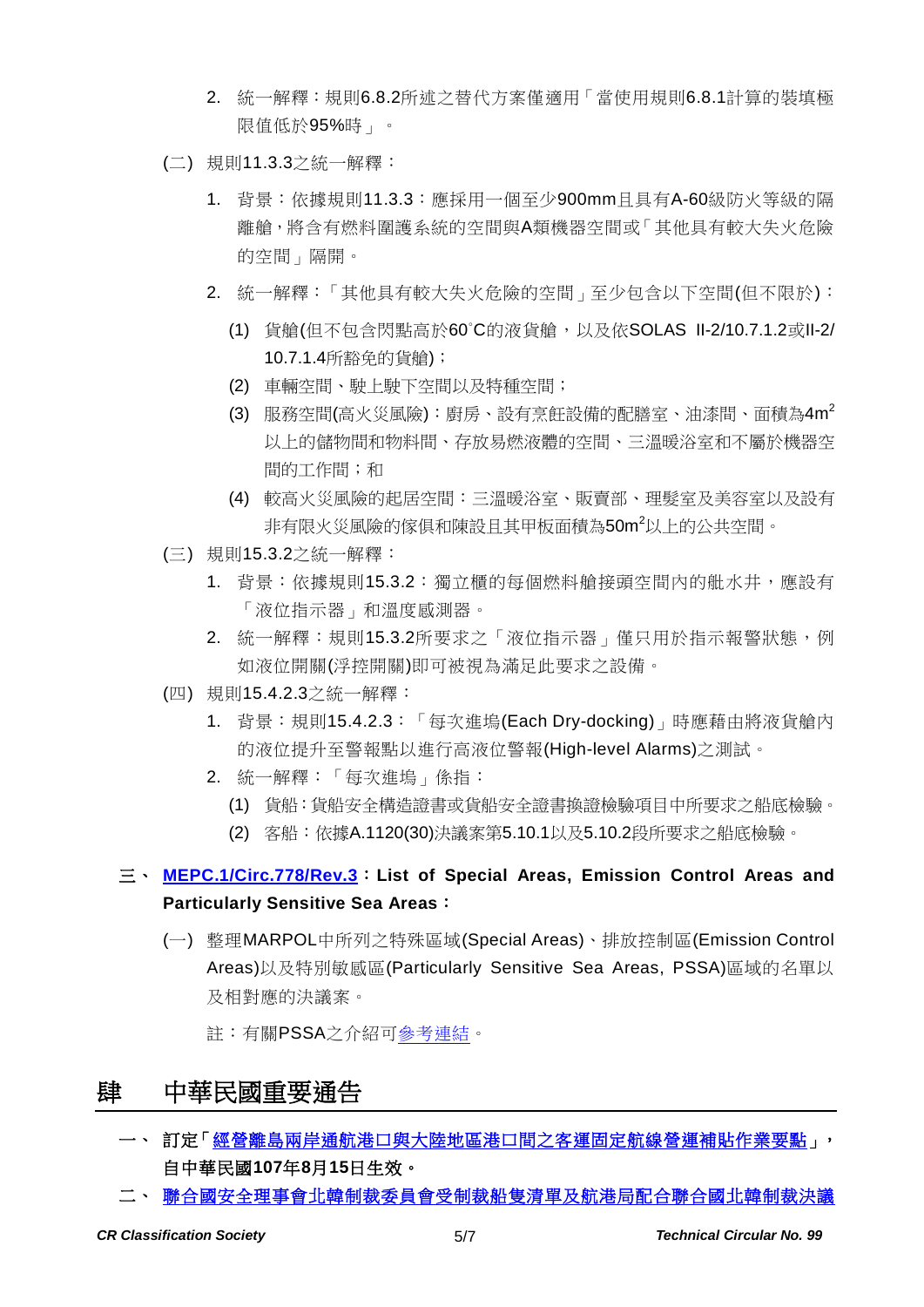2. 統一解釋：規則6.8.2所述之替代方案僅適用「當使用規則6.8.1計算的裝填極限值低於95%時」。

(二) 規則11.3.3之統一解釋：

1. 背景：依據規則11.3.3：應採用一個至少900mm且具有A-60級防火等級的隔離艙，將含有燃料圍護系統的空間與A類機器空間或「其他具有較大失火危險的空間」隔開。
2. 統一解釋：「其他具有較大失火危險的空間」至少包含以下空間(但不限於)：
   (1) 貨艙(但不包含閃點高於60°C的液貨艙，以及依SOLAS II-2/10.7.1.2或II-2/10.7.1.4所豁免的貨艙)；
   (2) 車輛空間、駛上駛下空間以及特種空間；
   (3) 服務空間(高火災風險)：廚房、設有烹飪設備的配膳室、油漆間、面積為4m$^2$以上的儲物間和物料間、存放易燃液體的空間、三溫暖浴室和不屬於機器空間的工作間；和
   (4) 較高火災風險的起居空間：三溫暖浴室、販賣部、理髮室及美容室以及設有非有限火災風險的傢俱和陳設且其甲板面積為50m$^2$以上的公共空間。

(三) 規則15.3.2之統一解釋：

1. 背景：依據規則15.3.2：獨立櫃的每個燃料艙接頭空間內的舭水井，應設有「液位指示器」和溫度感測器。
2. 統一解釋：規則15.3.2所要求之「液位指示器」僅只用於指示報警狀態，例如液位開關(浮控開關)即可被視為滿足此要求之設備。

(四) 規則15.4.2.3之統一解釋：

1. 背景：規則15.4.2.3：「每次進塢(Each Dry-docking)」時應藉由將液貨艙內的液位提升至警報點以進行高液位警報(High-level Alarms)之測試。
2. 統一解釋：「每次進塢」係指：
   (1) 貨船：貨船安全構造證書或貨船安全證書換證檢驗項目中所要求之船底檢驗。
   (2) 客船：依據A.1120(30)決議案第5.10.1以及5.10.2段所要求之船底檢驗。

**三、 MEPC.1/Circ.778/Rev.3：List of Special Areas, Emission Control Areas and Particularly Sensitive Sea Areas：**

(一) 整理MARPOL中所列之特殊區域(Special Areas)、排放控制區(Emission Control Areas)以及特別敏感區(Particularly Sensitive Sea Areas, PSSA)區域的名單以及相對應的決議案。

註：有關PSSA之介紹可參考連結。

# 肆　中華民國重要通告

**一、 訂定「經營離島兩岸通航港口與大陸地區港口間之客運固定航線營運補貼作業要點」，自中華民國107年8月15日生效。**

**二、 聯合國安全理事會北韓制裁委員會受制裁船隻清單及航港局配合聯合國北韓制裁決議**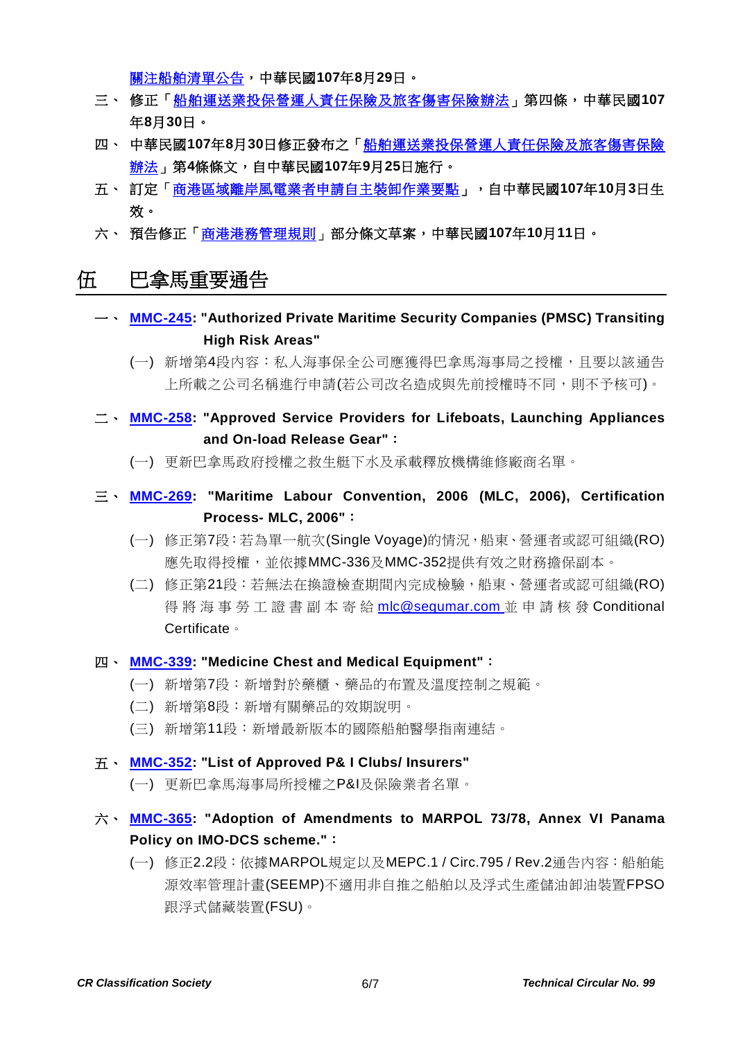關注船舶清單公告，中華民國107年8月29日。

三、 修正「船舶運送業投保營運人責任保險及旅客傷害保險辦法」第四條，中華民國107年8月30日。

四、 中華民國107年8月30日修正發布之「船舶運送業投保營運人責任保險及旅客傷害保險辦法」第4條條文，自中華民國107年9月25日施行。

五、 訂定「商港區域離岸風電業者申請自主裝卸作業要點」，自中華民國107年10月3日生效。

六、 預告修正「商港港務管理規則」部分條文草案，中華民國107年10月11日。

# 伍　巴拿馬重要通告

一、 **MMC-245: "Authorized Private Maritime Security Companies (PMSC) Transiting High Risk Areas"**

(一) 新增第4段內容：私人海事保全公司應獲得巴拿馬海事局之授權，且要以該通告上所載之公司名稱進行申請(若公司改名造成與先前授權時不同，則不予核可)。

二、 **MMC-258: "Approved Service Providers for Lifeboats, Launching Appliances and On-load Release Gear"：**

(一) 更新巴拿馬政府授權之救生艇下水及承載釋放機構維修廠商名單。

三、 **MMC-269: "Maritime Labour Convention, 2006 (MLC, 2006), Certification Process- MLC, 2006"：**

(一) 修正第7段：若為單一航次(Single Voyage)的情況，船東、營運者或認可組織(RO)應先取得授權，並依據MMC-336及MMC-352提供有效之財務擔保副本。

(二) 修正第21段：若無法在換證檢查期間內完成檢驗，船東、營運者或認可組織(RO)得將海事勞工證書副本寄給 mlc@segumar.com 並申請核發 Conditional Certificate。

四、 **MMC-339: "Medicine Chest and Medical Equipment"：**

(一) 新增第7段：新增對於藥櫃、藥品的布置及溫度控制之規範。

(二) 新增第8段：新增有關藥品的效期說明。

(三) 新增第11段：新增最新版本的國際船舶醫學指南連結。

五、 **MMC-352: "List of Approved P& I Clubs/ Insurers"**

(一) 更新巴拿馬海事局所授權之P&I及保險業者名單。

六、 **MMC-365: "Adoption of Amendments to MARPOL 73/78, Annex VI Panama Policy on IMO-DCS scheme."：**

(一) 修正2.2段：依據MARPOL規定以及MEPC.1 / Circ.795 / Rev.2通告內容：船舶能源效率管理計畫(SEEMP)不適用非自推之船舶以及浮式生產儲油卸油裝置FPSO跟浮式儲藏裝置(FSU)。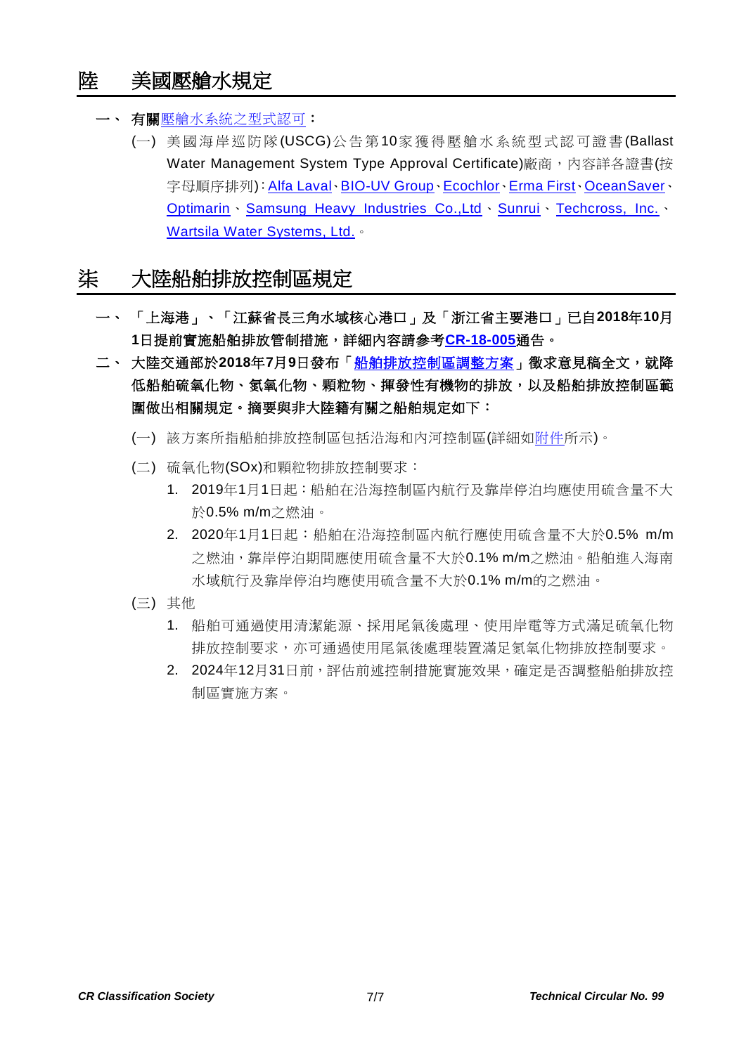# 陸　美國壓艙水規定

一、 **有關**壓艙水系統之型式認可**：**

(一) 美國海岸巡防隊(USCG)公告第10家獲得壓艙水系統型式認可證書(Ballast Water Management System Type Approval Certificate)廠商，內容詳各證書(按字母順序排列)：Alfa Laval、BIO-UV Group、Ecochlor、Erma First、OceanSaver、Optimarin、Samsung Heavy Industries Co.,Ltd、Sunrui、Techcross, Inc.、Wartsila Water Systems, Ltd.。

# 柒　大陸船舶排放控制區規定

一、 **「上海港」、「江蘇省長三角水域核心港口」及「浙江省主要港口」已自2018年10月1日提前實施船舶排放管制措施，詳細內容請參考CR-18-005通告。**

二、 **大陸交通部於2018年7月9日發布「船舶排放控制區調整方案」徵求意見稿全文，就降低船舶硫氧化物、氮氧化物、顆粒物、揮發性有機物的排放，以及船舶排放控制區範圍做出相關規定。摘要與非大陸籍有關之船舶規定如下：**

(一) 該方案所指船舶排放控制區包括沿海和內河控制區(詳細如附件所示)。

(二) 硫氧化物(SOx)和顆粒物排放控制要求：

1. 2019年1月1日起：船舶在沿海控制區內航行及靠岸停泊均應使用硫含量不大於0.5% m/m之燃油。
2. 2020年1月1日起：船舶在沿海控制區內航行應使用硫含量不大於0.5% m/m之燃油，靠岸停泊期間應使用硫含量不大於0.1% m/m之燃油。船舶進入海南水域航行及靠岸停泊均應使用硫含量不大於0.1% m/m的之燃油。

(三) 其他

1. 船舶可通過使用清潔能源、採用尾氣後處理、使用岸電等方式滿足硫氧化物排放控制要求，亦可通過使用尾氣後處理裝置滿足氮氧化物排放控制要求。
2. 2024年12月31日前，評估前述控制措施實施效果，確定是否調整船舶排放控制區實施方案。